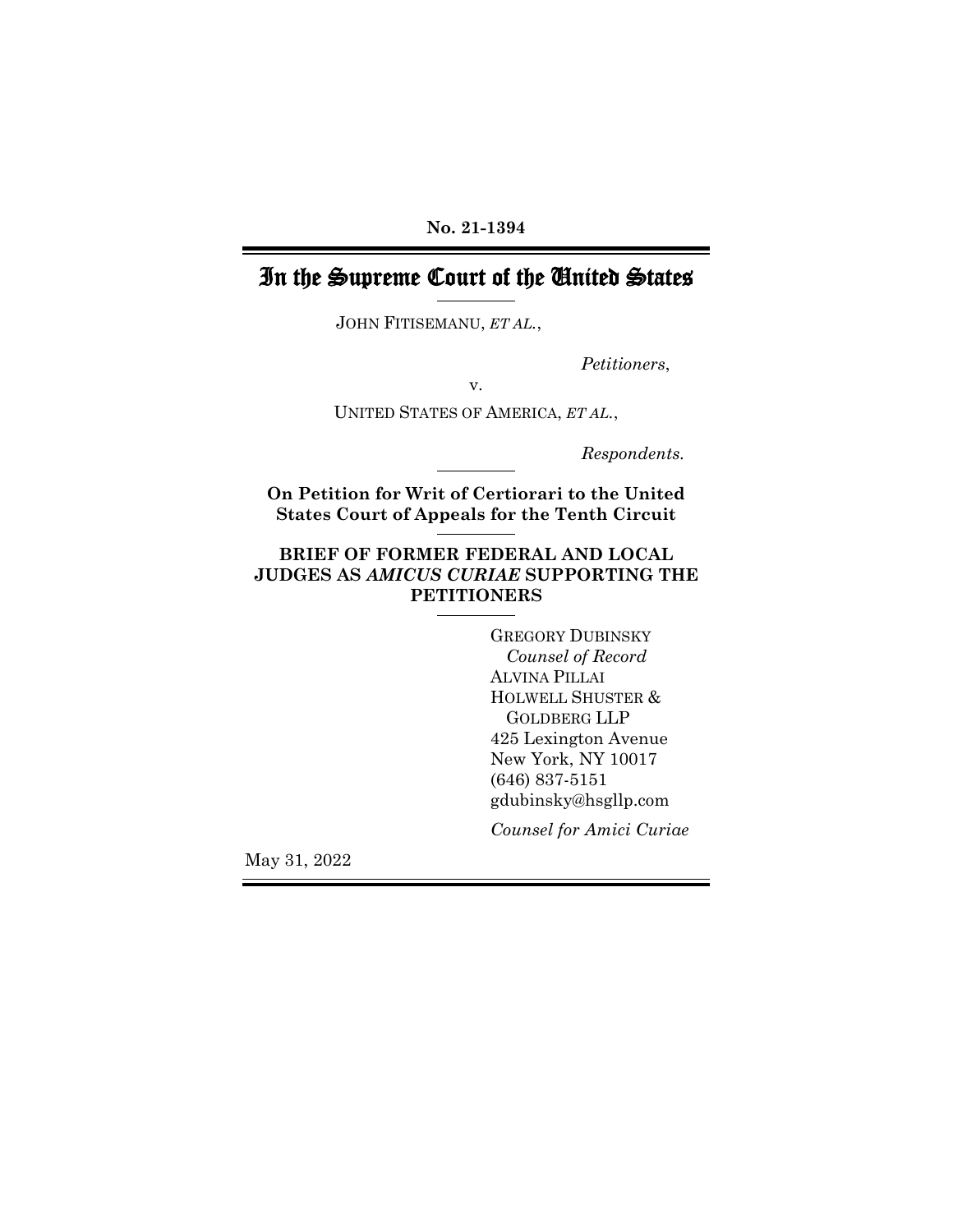**No. 21-1394**

# In the Supreme Court of the United States

JOHN FITISEMANU, *ET AL.*,

*Petitioners*,

v.

UNITED STATES OF AMERICA, *ET AL.*,

*Respondents.*

**On Petition for Writ of Certiorari to the United States Court of Appeals for the Tenth Circuit**

**BRIEF OF FORMER FEDERAL AND LOCAL JUDGES AS *AMICUS CURIAE* SUPPORTING THE PETITIONERS**

GREGORY DUBINSKY
*Counsel of Record*
ALVINA PILLAI
HOLWELL SHUSTER & GOLDBERG LLP
425 Lexington Avenue
New York, NY 10017
(646) 837-5151
gdubinsky@hsgllp.com

*Counsel for Amici Curiae*

May 31, 2022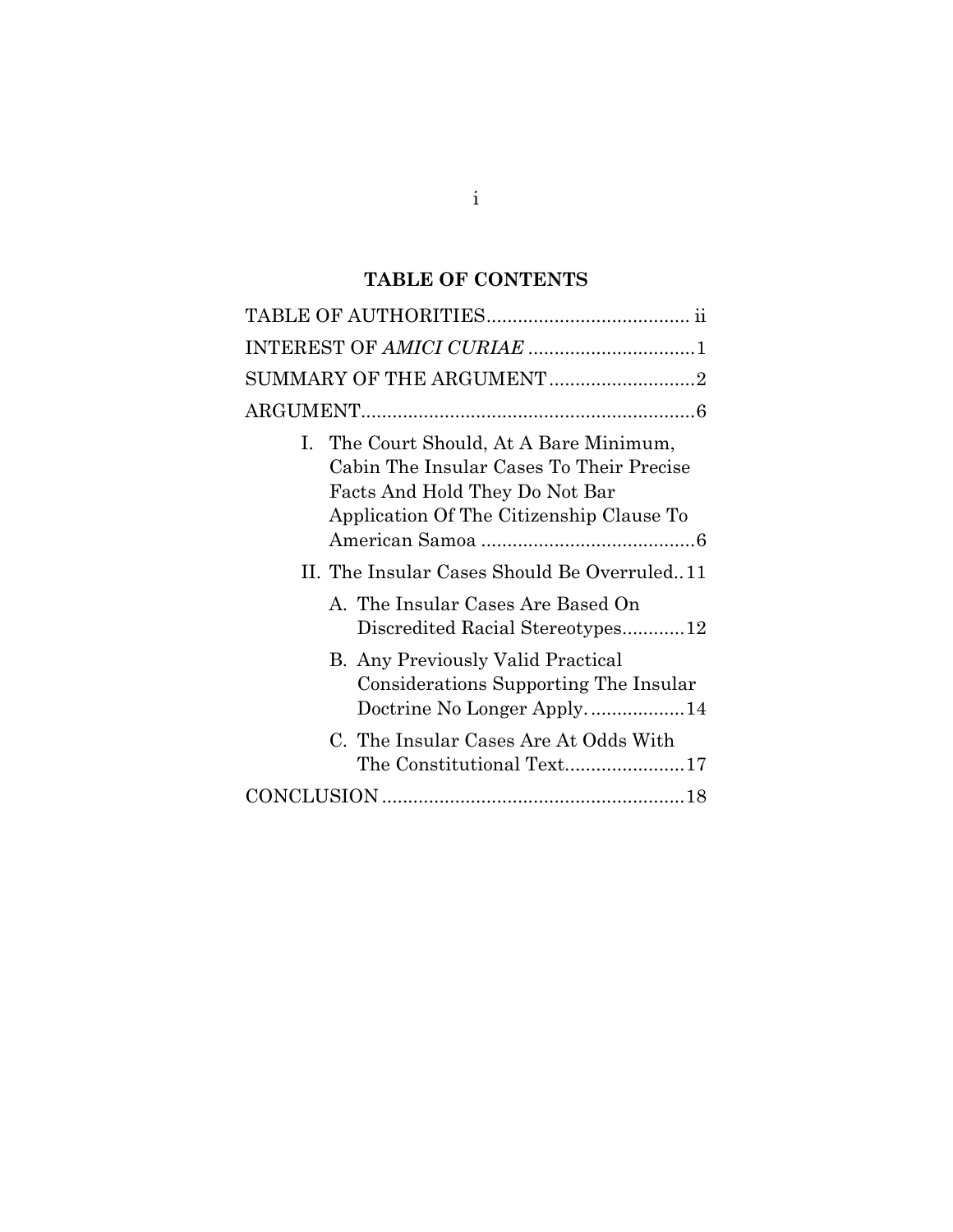# TABLE OF CONTENTS

TABLE OF AUTHORITIES ....................................... ii

INTEREST OF *AMICI CURIAE* ................................ 1

SUMMARY OF THE ARGUMENT ............................ 2

ARGUMENT ................................................................ 6

- I. The Court Should, At A Bare Minimum, Cabin The Insular Cases To Their Precise Facts And Hold They Do Not Bar Application Of The Citizenship Clause To American Samoa ......................................... 6
- II. The Insular Cases Should Be Overruled .. 11
  - A. The Insular Cases Are Based On Discredited Racial Stereotypes ............ 12
  - B. Any Previously Valid Practical Considerations Supporting The Insular Doctrine No Longer Apply. .................. 14
  - C. The Insular Cases Are At Odds With The Constitutional Text ....................... 17

CONCLUSION .......................................................... 18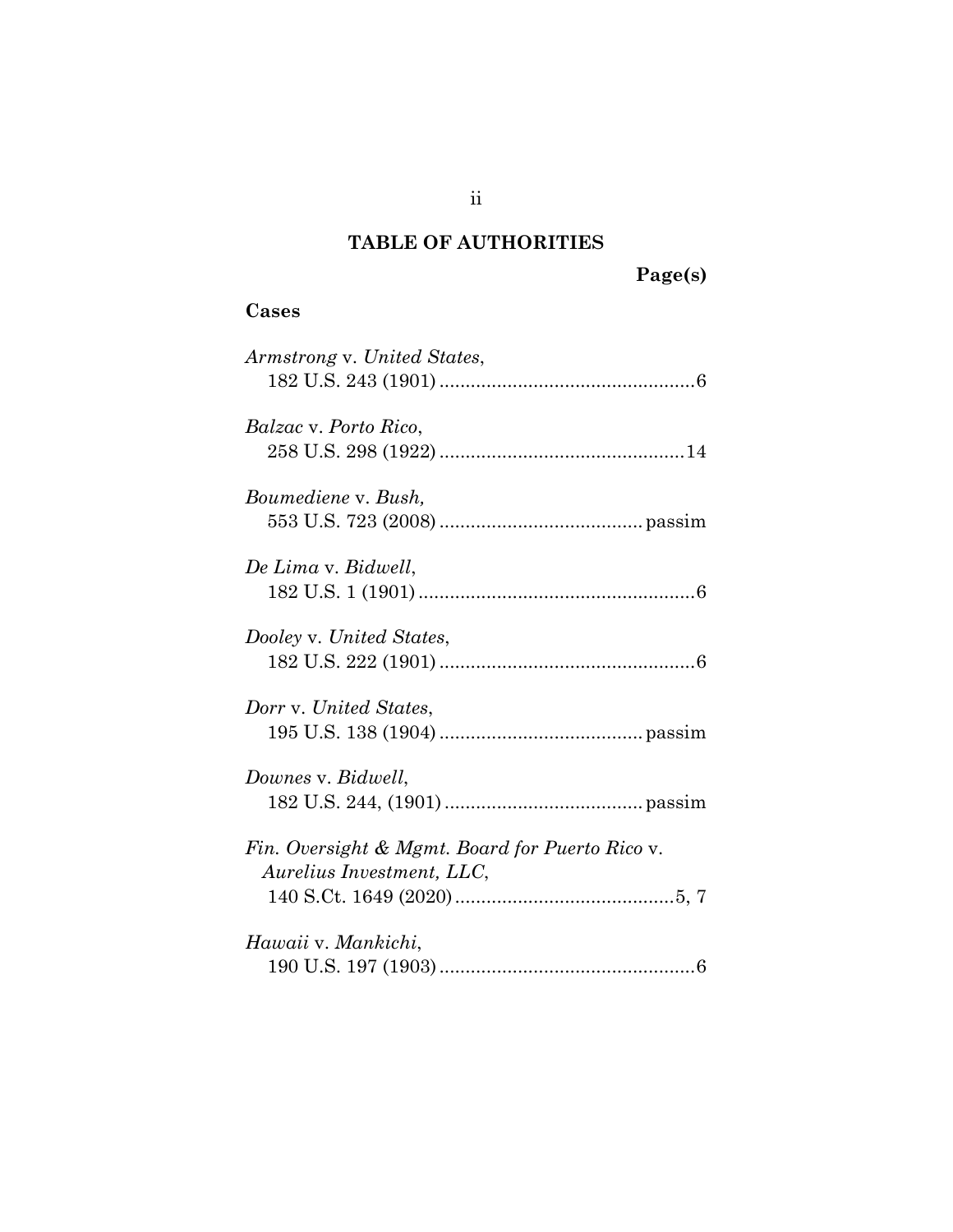# TABLE OF AUTHORITIES

**Page(s)**

## Cases

*Armstrong* v. *United States*,
182 U.S. 243 (1901) ................................................6

*Balzac* v. *Porto Rico*,
258 U.S. 298 (1922) ..............................................14

*Boumediene* v. *Bush,*
553 U.S. 723 (2008) ...................................... passim

*De Lima* v. *Bidwell*,
182 U.S. 1 (1901) ....................................................6

*Dooley* v. *United States*,
182 U.S. 222 (1901) ................................................6

*Dorr* v. *United States*,
195 U.S. 138 (1904) ...................................... passim

*Downes* v. *Bidwell*,
182 U.S. 244, (1901) ..................................... passim

*Fin. Oversight & Mgmt. Board for Puerto Rico* v. *Aurelius Investment, LLC*,
140 S.Ct. 1649 (2020) ..........................................5, 7

*Hawaii* v. *Mankichi*,
190 U.S. 197 (1903) ................................................6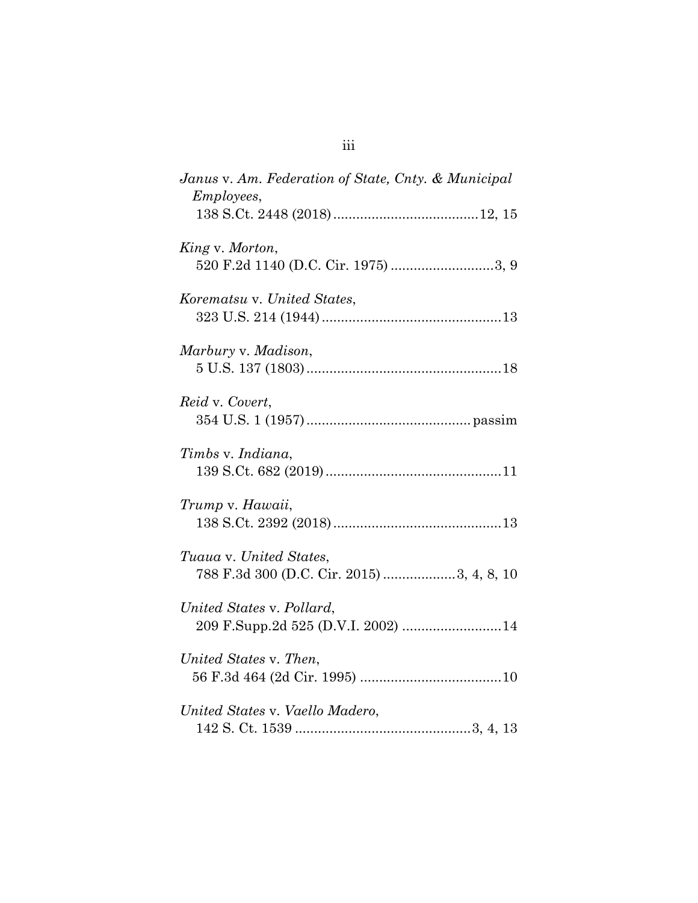*Janus* v. *Am. Federation of State, Cnty. & Municipal Employees*,
138 S.Ct. 2448 (2018) ......................................12, 15

*King* v. *Morton*,
520 F.2d 1140 (D.C. Cir. 1975) ...........................3, 9

*Korematsu* v. *United States*,
323 U.S. 214 (1944) ...............................................13

*Marbury* v. *Madison*,
5 U.S. 137 (1803) ...................................................18

*Reid* v. *Covert*,
354 U.S. 1 (1957) .......................................... passim

*Timbs* v. *Indiana*,
139 S.Ct. 682 (2019) ..............................................11

*Trump* v. *Hawaii*,
138 S.Ct. 2392 (2018) ............................................13

*Tuaua* v. *United States*,
788 F.3d 300 (D.C. Cir. 2015) ...................3, 4, 8, 10

*United States* v. *Pollard*,
209 F.Supp.2d 525 (D.V.I. 2002) ..........................14

*United States* v. *Then*,
56 F.3d 464 (2d Cir. 1995) .....................................10

*United States* v. *Vaello Madero*,
142 S. Ct. 1539 ..............................................3, 4, 13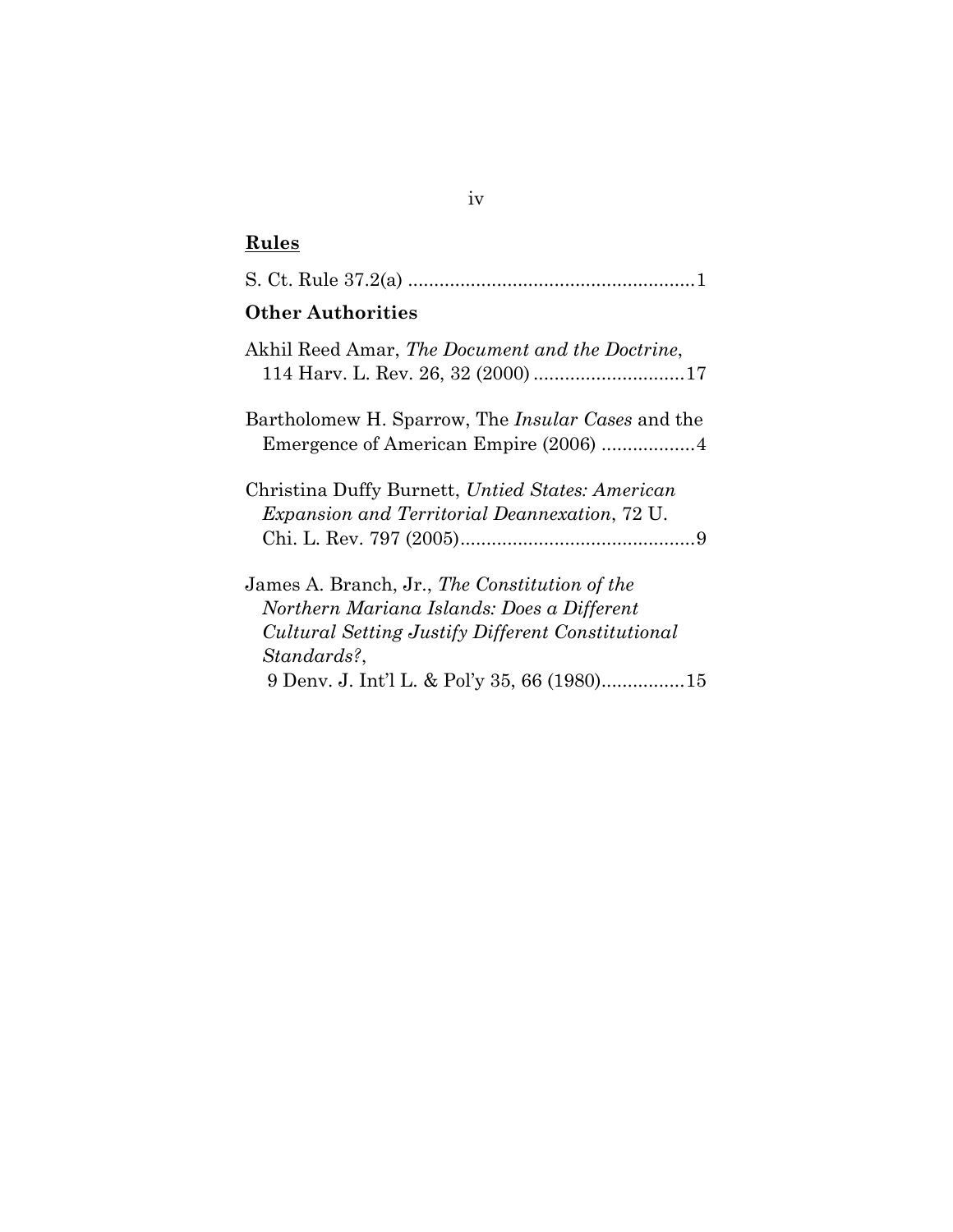## Rules

S. Ct. Rule 37.2(a) ........................................................1

### Other Authorities

Akhil Reed Amar, *The Document and the Doctrine*, 114 Harv. L. Rev. 26, 32 (2000) ..............................17

Bartholomew H. Sparrow, The *Insular Cases* and the Emergence of American Empire (2006) ..................4

Christina Duffy Burnett, *Untied States: American Expansion and Territorial Deannexation*, 72 U. Chi. L. Rev. 797 (2005)..............................................9

James A. Branch, Jr., *The Constitution of the Northern Mariana Islands: Does a Different Cultural Setting Justify Different Constitutional Standards?*, 9 Denv. J. Int'l L. & Pol'y 35, 66 (1980)................15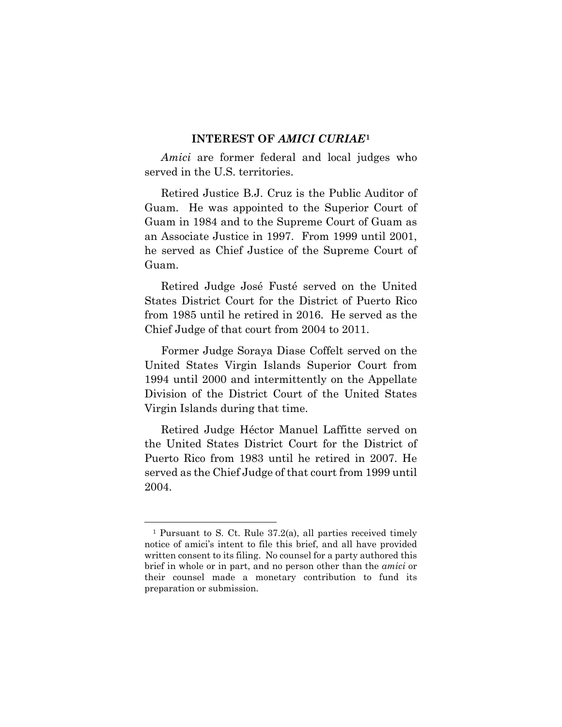## INTEREST OF *AMICI CURIAE*[1]

*Amici* are former federal and local judges who served in the U.S. territories.

Retired Justice B.J. Cruz is the Public Auditor of Guam. He was appointed to the Superior Court of Guam in 1984 and to the Supreme Court of Guam as an Associate Justice in 1997. From 1999 until 2001, he served as Chief Justice of the Supreme Court of Guam.

Retired Judge José Fusté served on the United States District Court for the District of Puerto Rico from 1985 until he retired in 2016. He served as the Chief Judge of that court from 2004 to 2011.

Former Judge Soraya Diase Coffelt served on the United States Virgin Islands Superior Court from 1994 until 2000 and intermittently on the Appellate Division of the District Court of the United States Virgin Islands during that time.

Retired Judge Héctor Manuel Laffitte served on the United States District Court for the District of Puerto Rico from 1983 until he retired in 2007. He served as the Chief Judge of that court from 1999 until 2004.

---

[1] Pursuant to S. Ct. Rule 37.2(a), all parties received timely notice of amici's intent to file this brief, and all have provided written consent to its filing. No counsel for a party authored this brief in whole or in part, and no person other than the *amici* or their counsel made a monetary contribution to fund its preparation or submission.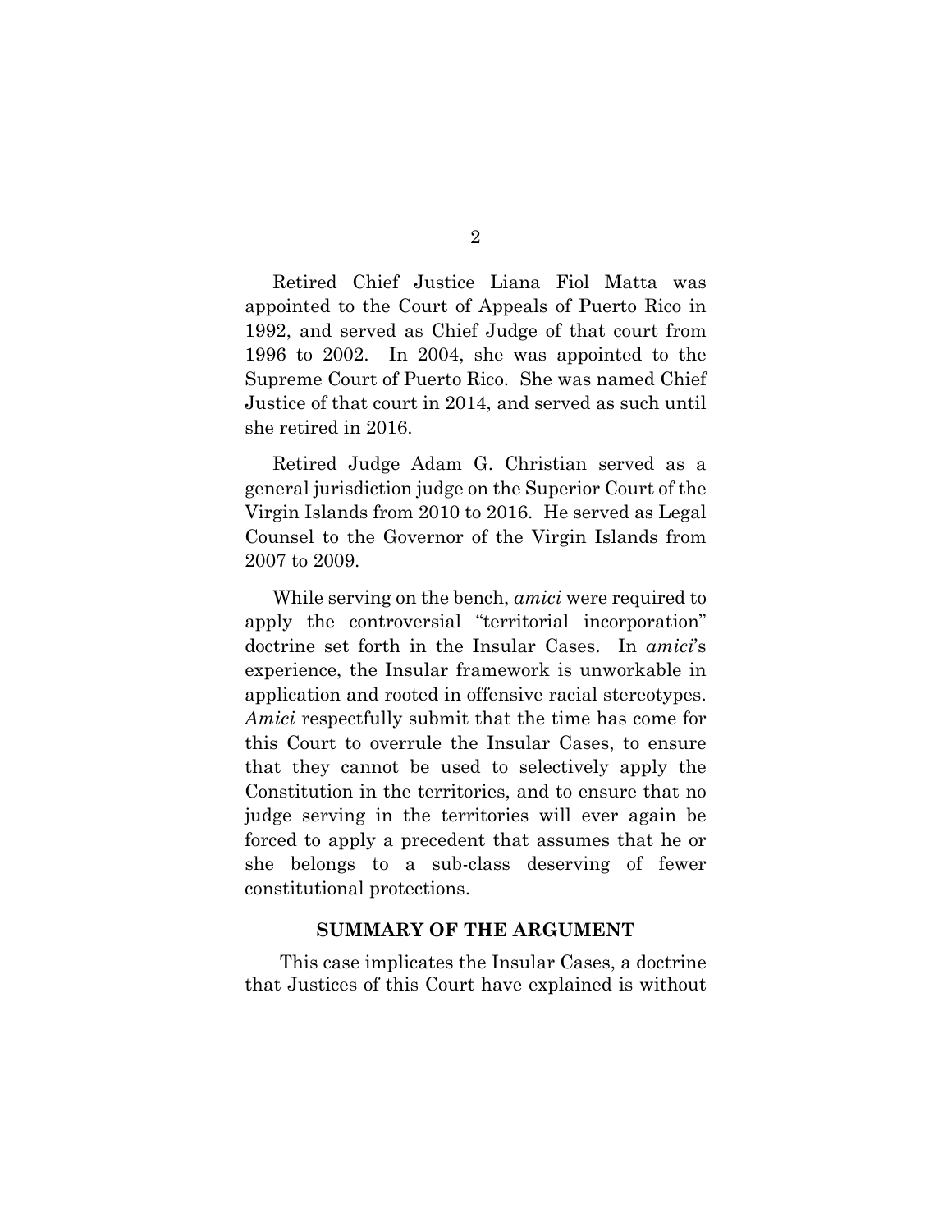Retired Chief Justice Liana Fiol Matta was appointed to the Court of Appeals of Puerto Rico in 1992, and served as Chief Judge of that court from 1996 to 2002. In 2004, she was appointed to the Supreme Court of Puerto Rico. She was named Chief Justice of that court in 2014, and served as such until she retired in 2016.

Retired Judge Adam G. Christian served as a general jurisdiction judge on the Superior Court of the Virgin Islands from 2010 to 2016. He served as Legal Counsel to the Governor of the Virgin Islands from 2007 to 2009.

While serving on the bench, *amici* were required to apply the controversial "territorial incorporation" doctrine set forth in the Insular Cases. In *amici*'s experience, the Insular framework is unworkable in application and rooted in offensive racial stereotypes. *Amici* respectfully submit that the time has come for this Court to overrule the Insular Cases, to ensure that they cannot be used to selectively apply the Constitution in the territories, and to ensure that no judge serving in the territories will ever again be forced to apply a precedent that assumes that he or she belongs to a sub-class deserving of fewer constitutional protections.

## SUMMARY OF THE ARGUMENT

This case implicates the Insular Cases, a doctrine that Justices of this Court have explained is without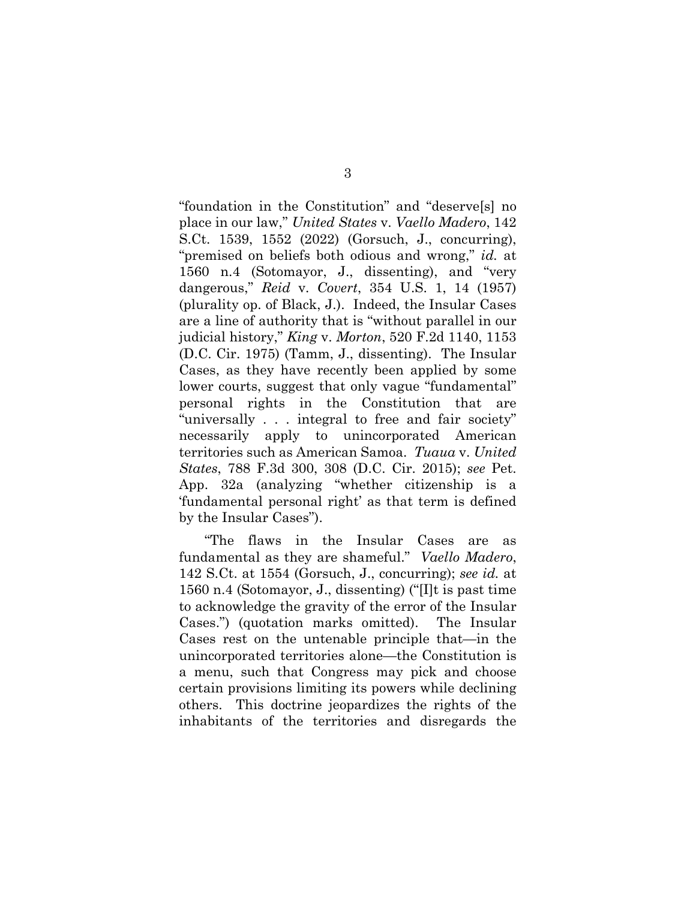"foundation in the Constitution" and "deserve[s] no place in our law," *United States* v. *Vaello Madero*, 142 S.Ct. 1539, 1552 (2022) (Gorsuch, J., concurring), "premised on beliefs both odious and wrong," *id.* at 1560 n.4 (Sotomayor, J., dissenting), and "very dangerous," *Reid* v. *Covert*, 354 U.S. 1, 14 (1957) (plurality op. of Black, J.). Indeed, the Insular Cases are a line of authority that is "without parallel in our judicial history," *King* v. *Morton*, 520 F.2d 1140, 1153 (D.C. Cir. 1975) (Tamm, J., dissenting). The Insular Cases, as they have recently been applied by some lower courts, suggest that only vague "fundamental" personal rights in the Constitution that are "universally . . . integral to free and fair society" necessarily apply to unincorporated American territories such as American Samoa. *Tuaua* v. *United States*, 788 F.3d 300, 308 (D.C. Cir. 2015); *see* Pet. App. 32a (analyzing "whether citizenship is a 'fundamental personal right' as that term is defined by the Insular Cases").

"The flaws in the Insular Cases are as fundamental as they are shameful." *Vaello Madero*, 142 S.Ct. at 1554 (Gorsuch, J., concurring); *see id.* at 1560 n.4 (Sotomayor, J., dissenting) ("[I]t is past time to acknowledge the gravity of the error of the Insular Cases.") (quotation marks omitted). The Insular Cases rest on the untenable principle that—in the unincorporated territories alone—the Constitution is a menu, such that Congress may pick and choose certain provisions limiting its powers while declining others. This doctrine jeopardizes the rights of the inhabitants of the territories and disregards the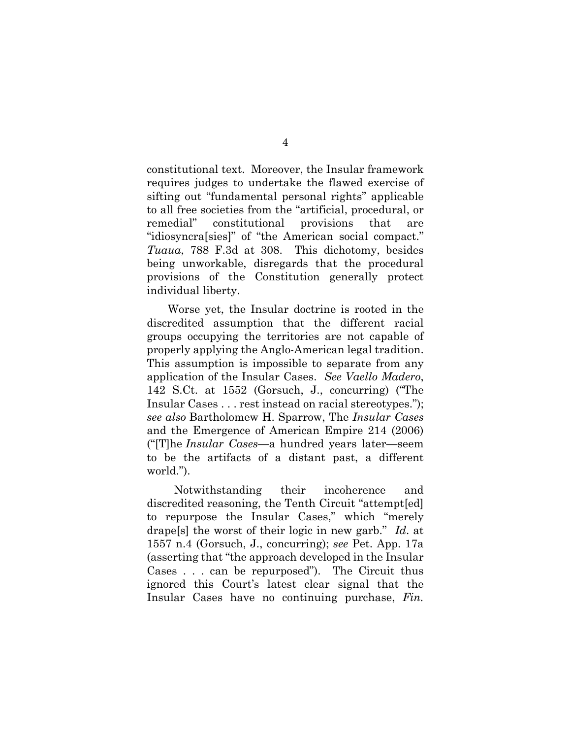constitutional text. Moreover, the Insular framework requires judges to undertake the flawed exercise of sifting out "fundamental personal rights" applicable to all free societies from the "artificial, procedural, or remedial" constitutional provisions that are "idiosyncra[sies]" of "the American social compact." *Tuaua*, 788 F.3d at 308. This dichotomy, besides being unworkable, disregards that the procedural provisions of the Constitution generally protect individual liberty.

Worse yet, the Insular doctrine is rooted in the discredited assumption that the different racial groups occupying the territories are not capable of properly applying the Anglo-American legal tradition. This assumption is impossible to separate from any application of the Insular Cases. *See Vaello Madero*, 142 S.Ct. at 1552 (Gorsuch, J., concurring) ("The Insular Cases . . . rest instead on racial stereotypes."); *see also* Bartholomew H. Sparrow, The *Insular Cases* and the Emergence of American Empire 214 (2006) ("[T]he *Insular Cases*—a hundred years later—seem to be the artifacts of a distant past, a different world.").

Notwithstanding their incoherence and discredited reasoning, the Tenth Circuit "attempt[ed] to repurpose the Insular Cases," which "merely drape[s] the worst of their logic in new garb." *Id*. at 1557 n.4 (Gorsuch, J., concurring); *see* Pet. App. 17a (asserting that "the approach developed in the Insular Cases . . . can be repurposed"). The Circuit thus ignored this Court's latest clear signal that the Insular Cases have no continuing purchase, *Fin.*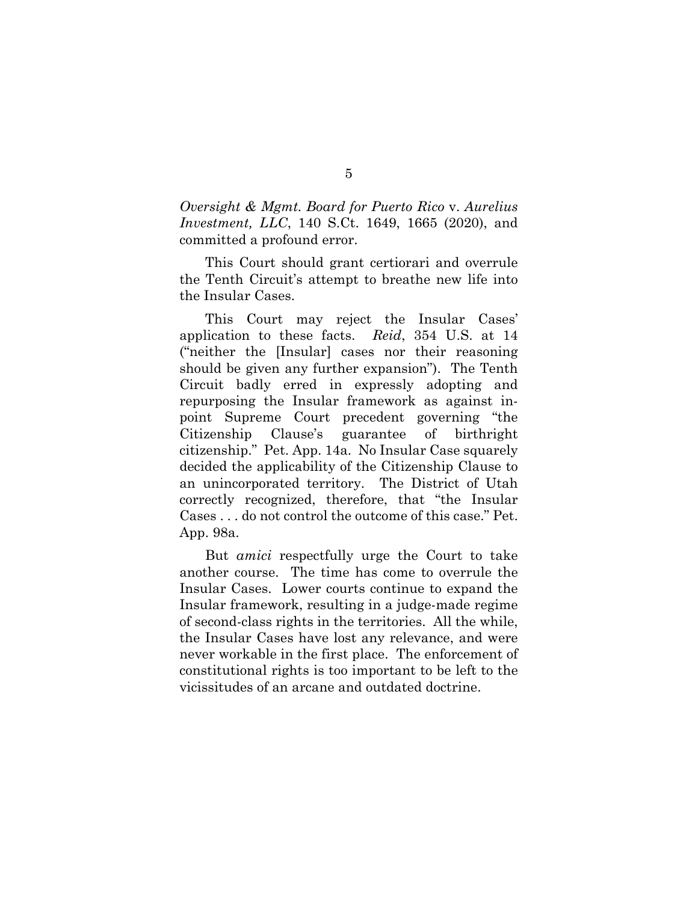*Oversight & Mgmt. Board for Puerto Rico* v. *Aurelius Investment, LLC*, 140 S.Ct. 1649, 1665 (2020), and committed a profound error.

This Court should grant certiorari and overrule the Tenth Circuit's attempt to breathe new life into the Insular Cases.

This Court may reject the Insular Cases' application to these facts. *Reid*, 354 U.S. at 14 ("neither the [Insular] cases nor their reasoning should be given any further expansion"). The Tenth Circuit badly erred in expressly adopting and repurposing the Insular framework as against in-point Supreme Court precedent governing "the Citizenship Clause's guarantee of birthright citizenship." Pet. App. 14a. No Insular Case squarely decided the applicability of the Citizenship Clause to an unincorporated territory. The District of Utah correctly recognized, therefore, that "the Insular Cases . . . do not control the outcome of this case." Pet. App. 98a.

But *amici* respectfully urge the Court to take another course. The time has come to overrule the Insular Cases. Lower courts continue to expand the Insular framework, resulting in a judge-made regime of second-class rights in the territories. All the while, the Insular Cases have lost any relevance, and were never workable in the first place. The enforcement of constitutional rights is too important to be left to the vicissitudes of an arcane and outdated doctrine.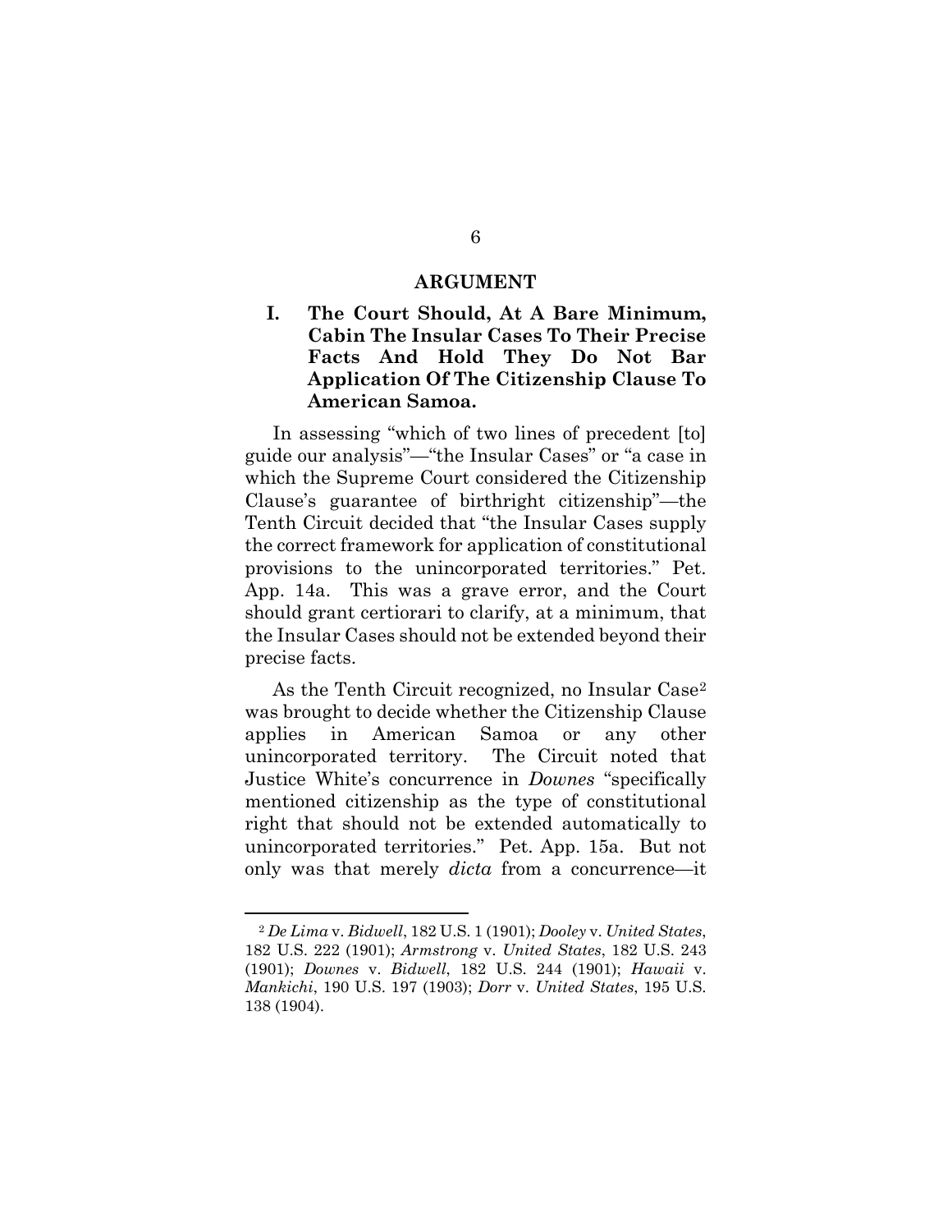## ARGUMENT

### I. The Court Should, At A Bare Minimum, Cabin The Insular Cases To Their Precise Facts And Hold They Do Not Bar Application Of The Citizenship Clause To American Samoa.

In assessing "which of two lines of precedent [to] guide our analysis"—"the Insular Cases" or "a case in which the Supreme Court considered the Citizenship Clause's guarantee of birthright citizenship"—the Tenth Circuit decided that "the Insular Cases supply the correct framework for application of constitutional provisions to the unincorporated territories." Pet. App. 14a. This was a grave error, and the Court should grant certiorari to clarify, at a minimum, that the Insular Cases should not be extended beyond their precise facts.

As the Tenth Circuit recognized, no Insular Case[2] was brought to decide whether the Citizenship Clause applies in American Samoa or any other unincorporated territory. The Circuit noted that Justice White's concurrence in *Downes* "specifically mentioned citizenship as the type of constitutional right that should not be extended automatically to unincorporated territories." Pet. App. 15a. But not only was that merely *dicta* from a concurrence—it

---

[2] *De Lima* v. *Bidwell*, 182 U.S. 1 (1901); *Dooley* v. *United States*, 182 U.S. 222 (1901); *Armstrong* v. *United States*, 182 U.S. 243 (1901); *Downes* v. *Bidwell*, 182 U.S. 244 (1901); *Hawaii* v. *Mankichi*, 190 U.S. 197 (1903); *Dorr* v. *United States*, 195 U.S. 138 (1904).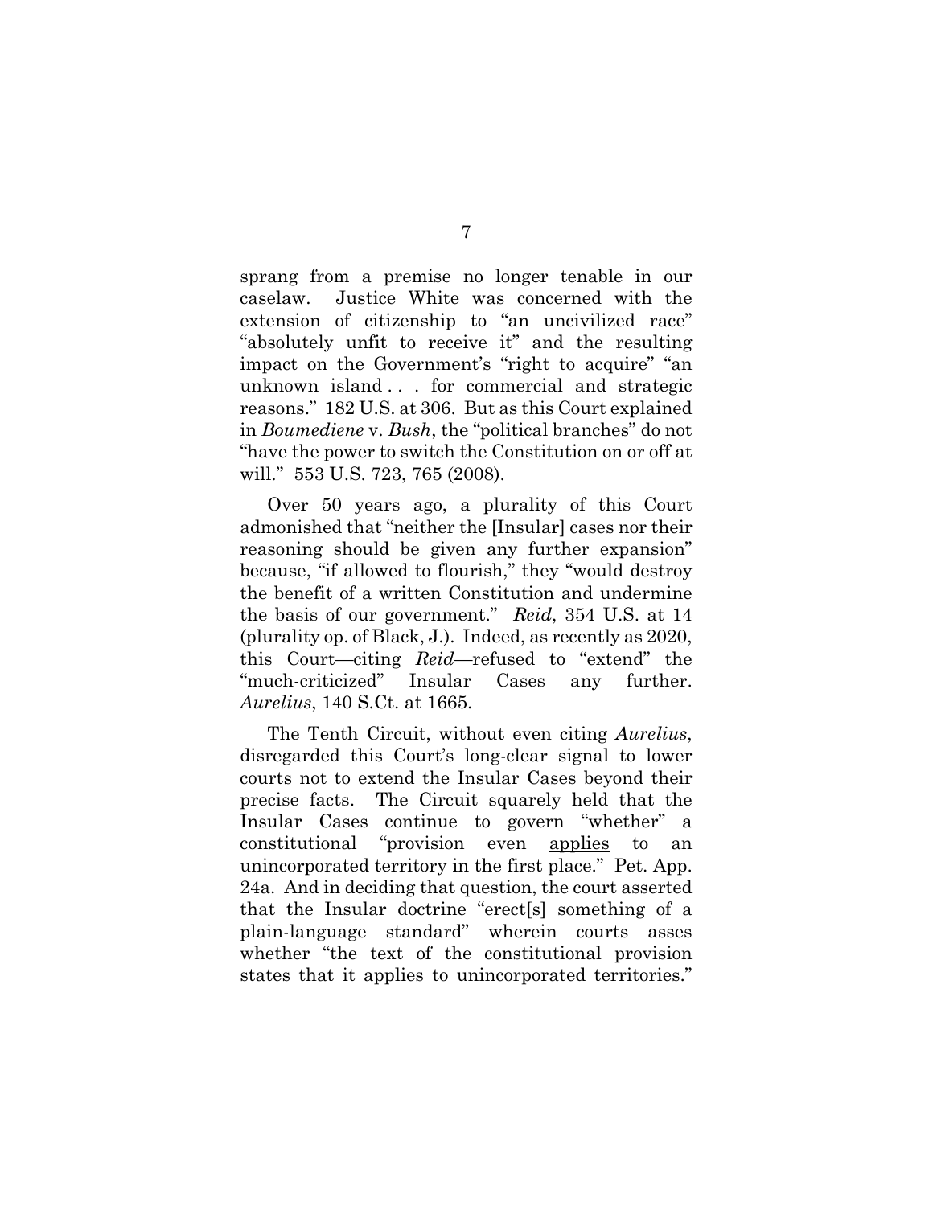sprang from a premise no longer tenable in our caselaw. Justice White was concerned with the extension of citizenship to "an uncivilized race" "absolutely unfit to receive it" and the resulting impact on the Government's "right to acquire" "an unknown island . . . for commercial and strategic reasons." 182 U.S. at 306. But as this Court explained in *Boumediene* v. *Bush*, the "political branches" do not "have the power to switch the Constitution on or off at will." 553 U.S. 723, 765 (2008).

Over 50 years ago, a plurality of this Court admonished that "neither the [Insular] cases nor their reasoning should be given any further expansion" because, "if allowed to flourish," they "would destroy the benefit of a written Constitution and undermine the basis of our government." *Reid*, 354 U.S. at 14 (plurality op. of Black, J.). Indeed, as recently as 2020, this Court—citing *Reid*—refused to "extend" the "much-criticized" Insular Cases any further. *Aurelius*, 140 S.Ct. at 1665.

The Tenth Circuit, without even citing *Aurelius*, disregarded this Court's long-clear signal to lower courts not to extend the Insular Cases beyond their precise facts. The Circuit squarely held that the Insular Cases continue to govern "whether" a constitutional "provision even <u>applies</u> to an unincorporated territory in the first place." Pet. App. 24a. And in deciding that question, the court asserted that the Insular doctrine "erect[s] something of a plain-language standard" wherein courts asses whether "the text of the constitutional provision states that it applies to unincorporated territories."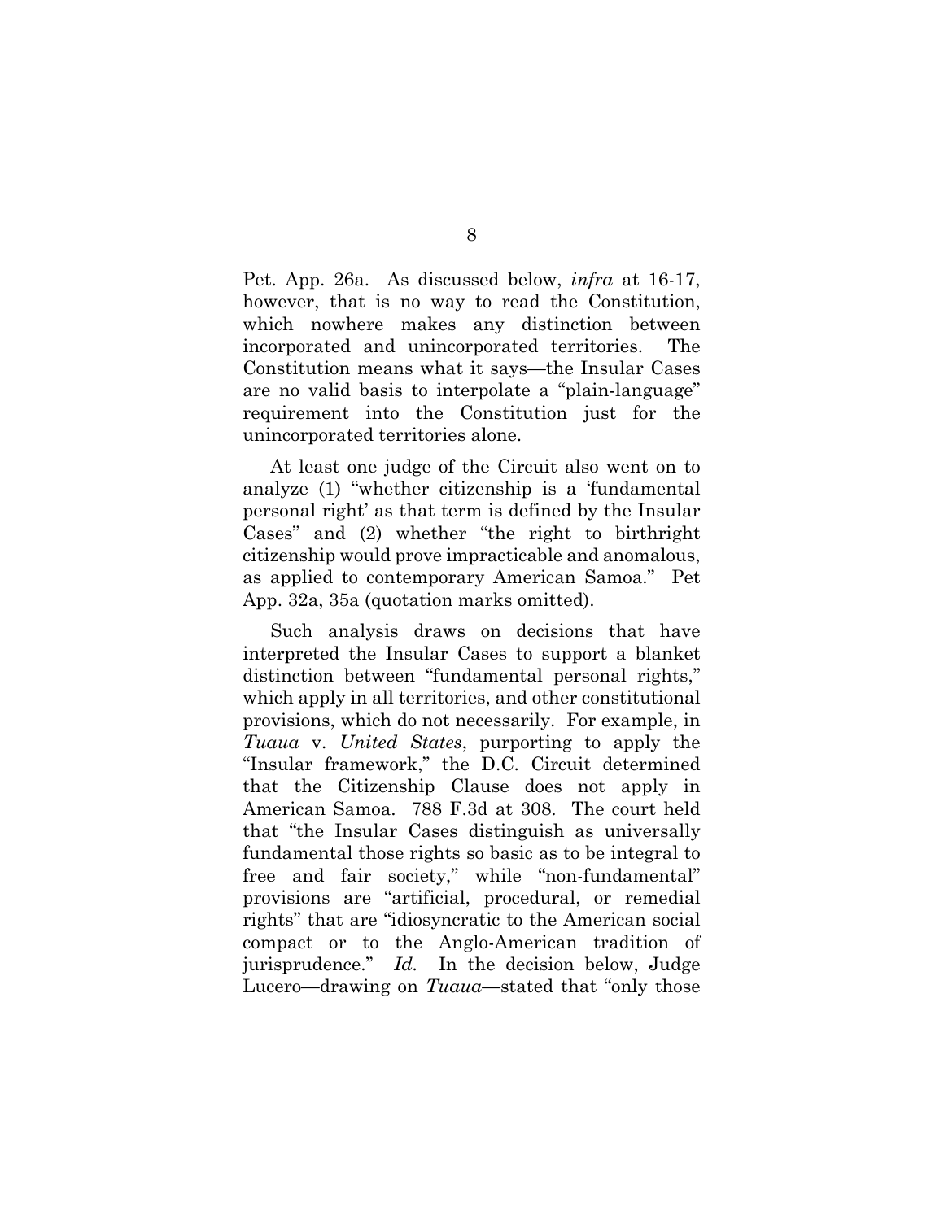Pet. App. 26a. As discussed below, *infra* at 16-17, however, that is no way to read the Constitution, which nowhere makes any distinction between incorporated and unincorporated territories. The Constitution means what it says—the Insular Cases are no valid basis to interpolate a "plain-language" requirement into the Constitution just for the unincorporated territories alone.

At least one judge of the Circuit also went on to analyze (1) "whether citizenship is a 'fundamental personal right' as that term is defined by the Insular Cases" and (2) whether "the right to birthright citizenship would prove impracticable and anomalous, as applied to contemporary American Samoa." Pet App. 32a, 35a (quotation marks omitted).

Such analysis draws on decisions that have interpreted the Insular Cases to support a blanket distinction between "fundamental personal rights," which apply in all territories, and other constitutional provisions, which do not necessarily. For example, in *Tuaua* v. *United States*, purporting to apply the "Insular framework," the D.C. Circuit determined that the Citizenship Clause does not apply in American Samoa. 788 F.3d at 308. The court held that "the Insular Cases distinguish as universally fundamental those rights so basic as to be integral to free and fair society," while "non-fundamental" provisions are "artificial, procedural, or remedial rights" that are "idiosyncratic to the American social compact or to the Anglo-American tradition of jurisprudence." *Id.* In the decision below, Judge Lucero—drawing on *Tuaua*—stated that "only those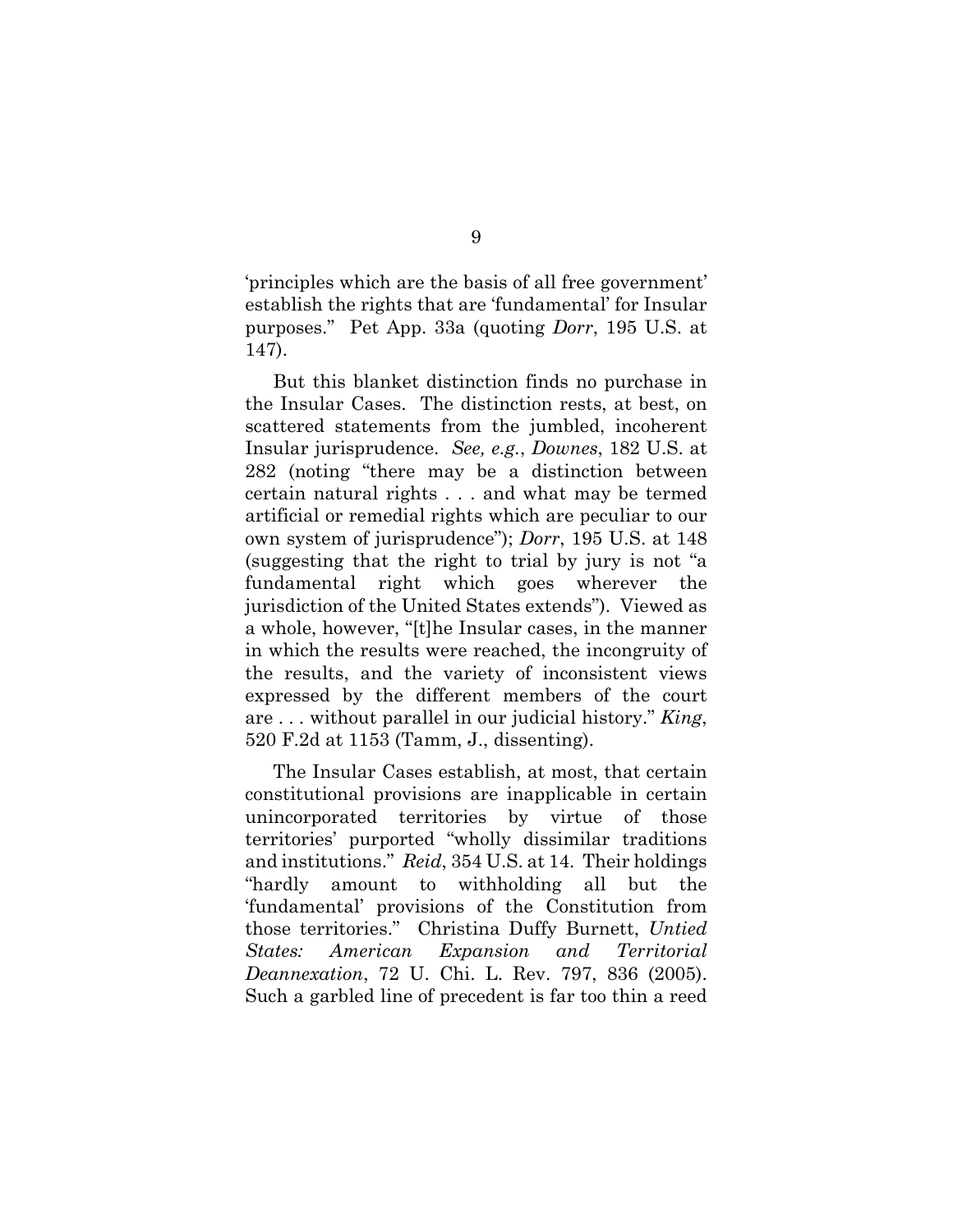'principles which are the basis of all free government' establish the rights that are 'fundamental' for Insular purposes." Pet App. 33a (quoting *Dorr*, 195 U.S. at 147).

But this blanket distinction finds no purchase in the Insular Cases. The distinction rests, at best, on scattered statements from the jumbled, incoherent Insular jurisprudence. *See, e.g.*, *Downes*, 182 U.S. at 282 (noting "there may be a distinction between certain natural rights . . . and what may be termed artificial or remedial rights which are peculiar to our own system of jurisprudence"); *Dorr*, 195 U.S. at 148 (suggesting that the right to trial by jury is not "a fundamental right which goes wherever the jurisdiction of the United States extends"). Viewed as a whole, however, "[t]he Insular cases, in the manner in which the results were reached, the incongruity of the results, and the variety of inconsistent views expressed by the different members of the court are . . . without parallel in our judicial history." *King*, 520 F.2d at 1153 (Tamm, J., dissenting).

The Insular Cases establish, at most, that certain constitutional provisions are inapplicable in certain unincorporated territories by virtue of those territories' purported "wholly dissimilar traditions and institutions." *Reid*, 354 U.S. at 14. Their holdings "hardly amount to withholding all but the 'fundamental' provisions of the Constitution from those territories." Christina Duffy Burnett, *Untied States: American Expansion and Territorial Deannexation*, 72 U. Chi. L. Rev. 797, 836 (2005). Such a garbled line of precedent is far too thin a reed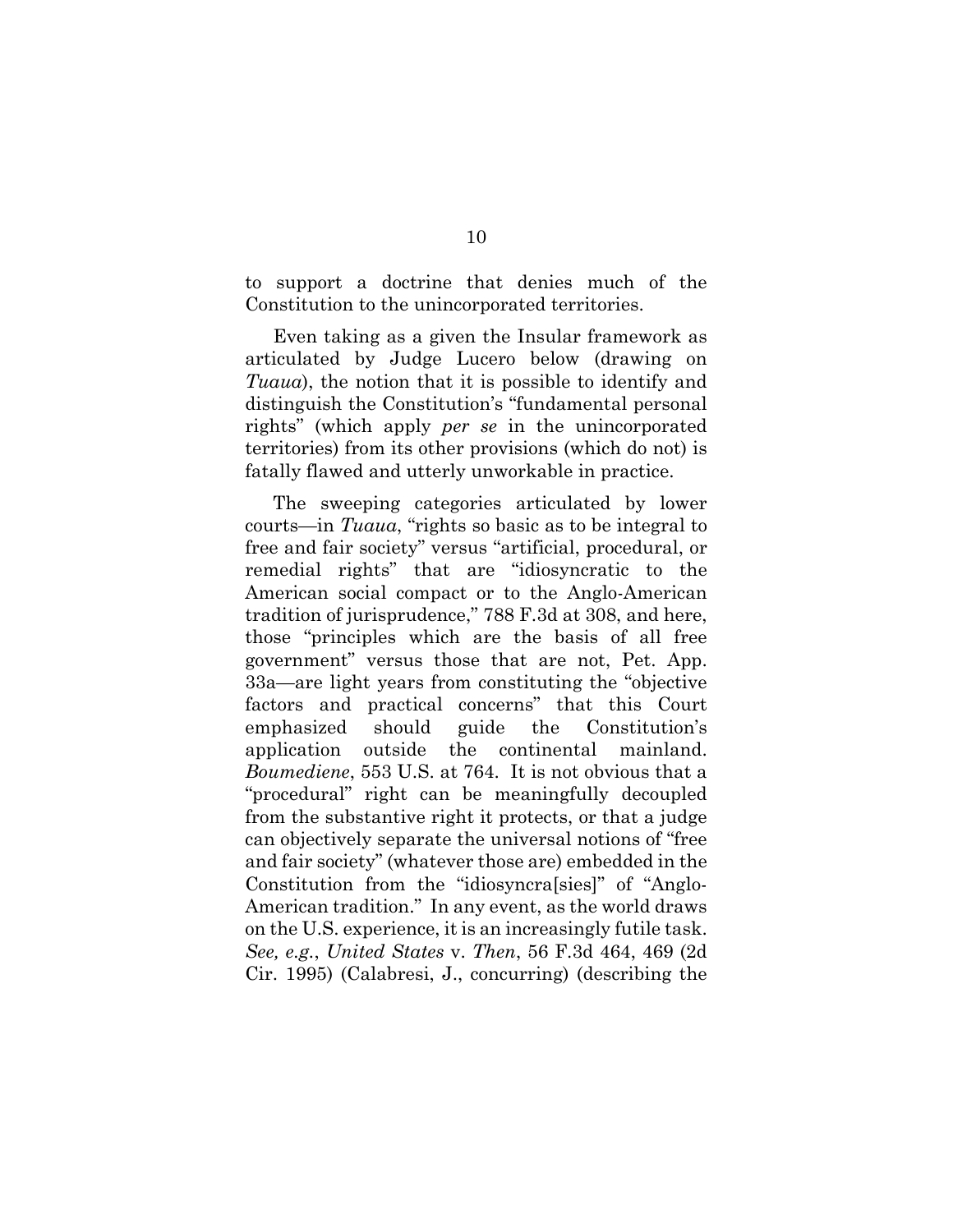to support a doctrine that denies much of the Constitution to the unincorporated territories.

Even taking as a given the Insular framework as articulated by Judge Lucero below (drawing on *Tuaua*), the notion that it is possible to identify and distinguish the Constitution's "fundamental personal rights" (which apply *per se* in the unincorporated territories) from its other provisions (which do not) is fatally flawed and utterly unworkable in practice.

The sweeping categories articulated by lower courts—in *Tuaua*, "rights so basic as to be integral to free and fair society" versus "artificial, procedural, or remedial rights" that are "idiosyncratic to the American social compact or to the Anglo-American tradition of jurisprudence," 788 F.3d at 308, and here, those "principles which are the basis of all free government" versus those that are not, Pet. App. 33a—are light years from constituting the "objective factors and practical concerns" that this Court emphasized should guide the Constitution's application outside the continental mainland. *Boumediene*, 553 U.S. at 764. It is not obvious that a "procedural" right can be meaningfully decoupled from the substantive right it protects, or that a judge can objectively separate the universal notions of "free and fair society" (whatever those are) embedded in the Constitution from the "idiosyncra[sies]" of "Anglo-American tradition." In any event, as the world draws on the U.S. experience, it is an increasingly futile task. *See, e.g.*, *United States* v. *Then*, 56 F.3d 464, 469 (2d Cir. 1995) (Calabresi, J., concurring) (describing the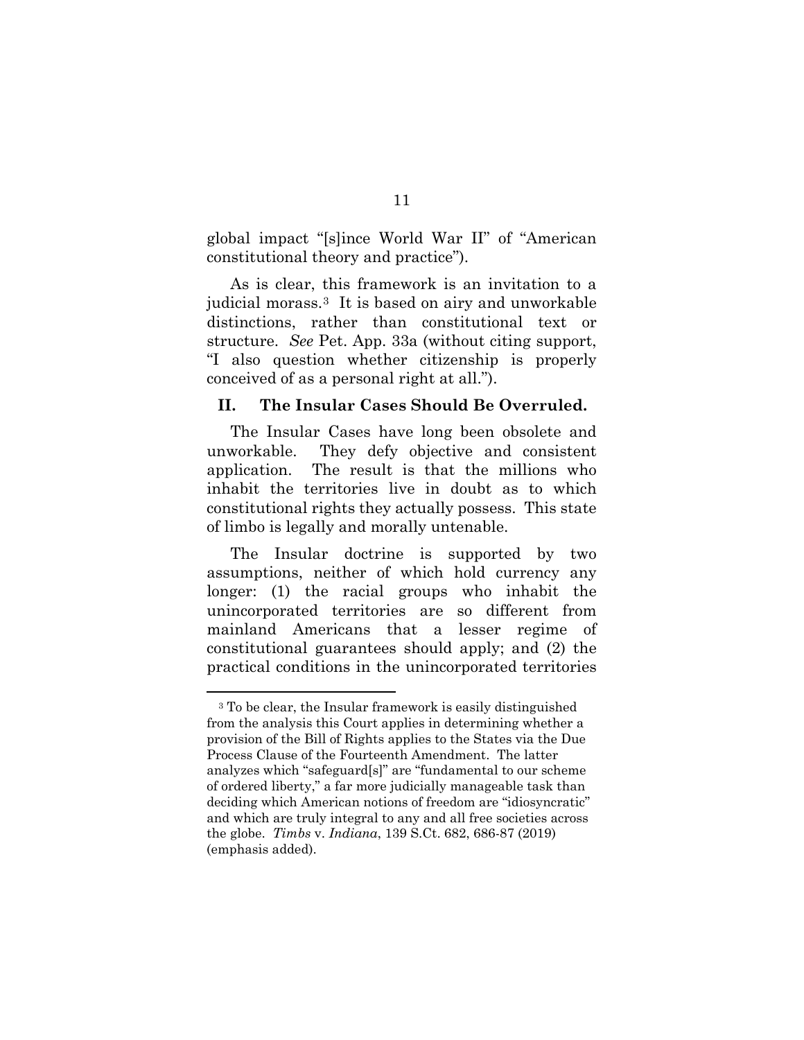global impact "[s]ince World War II" of "American constitutional theory and practice").

As is clear, this framework is an invitation to a judicial morass.[3] It is based on airy and unworkable distinctions, rather than constitutional text or structure. *See* Pet. App. 33a (without citing support, "I also question whether citizenship is properly conceived of as a personal right at all.").

## II. The Insular Cases Should Be Overruled.

The Insular Cases have long been obsolete and unworkable. They defy objective and consistent application. The result is that the millions who inhabit the territories live in doubt as to which constitutional rights they actually possess. This state of limbo is legally and morally untenable.

The Insular doctrine is supported by two assumptions, neither of which hold currency any longer: (1) the racial groups who inhabit the unincorporated territories are so different from mainland Americans that a lesser regime of constitutional guarantees should apply; and (2) the practical conditions in the unincorporated territories

---

[3] To be clear, the Insular framework is easily distinguished from the analysis this Court applies in determining whether a provision of the Bill of Rights applies to the States via the Due Process Clause of the Fourteenth Amendment. The latter analyzes which "safeguard[s]" are "fundamental to our scheme of ordered liberty," a far more judicially manageable task than deciding which American notions of freedom are "idiosyncratic" and which are truly integral to any and all free societies across the globe. *Timbs* v. *Indiana*, 139 S.Ct. 682, 686-87 (2019) (emphasis added).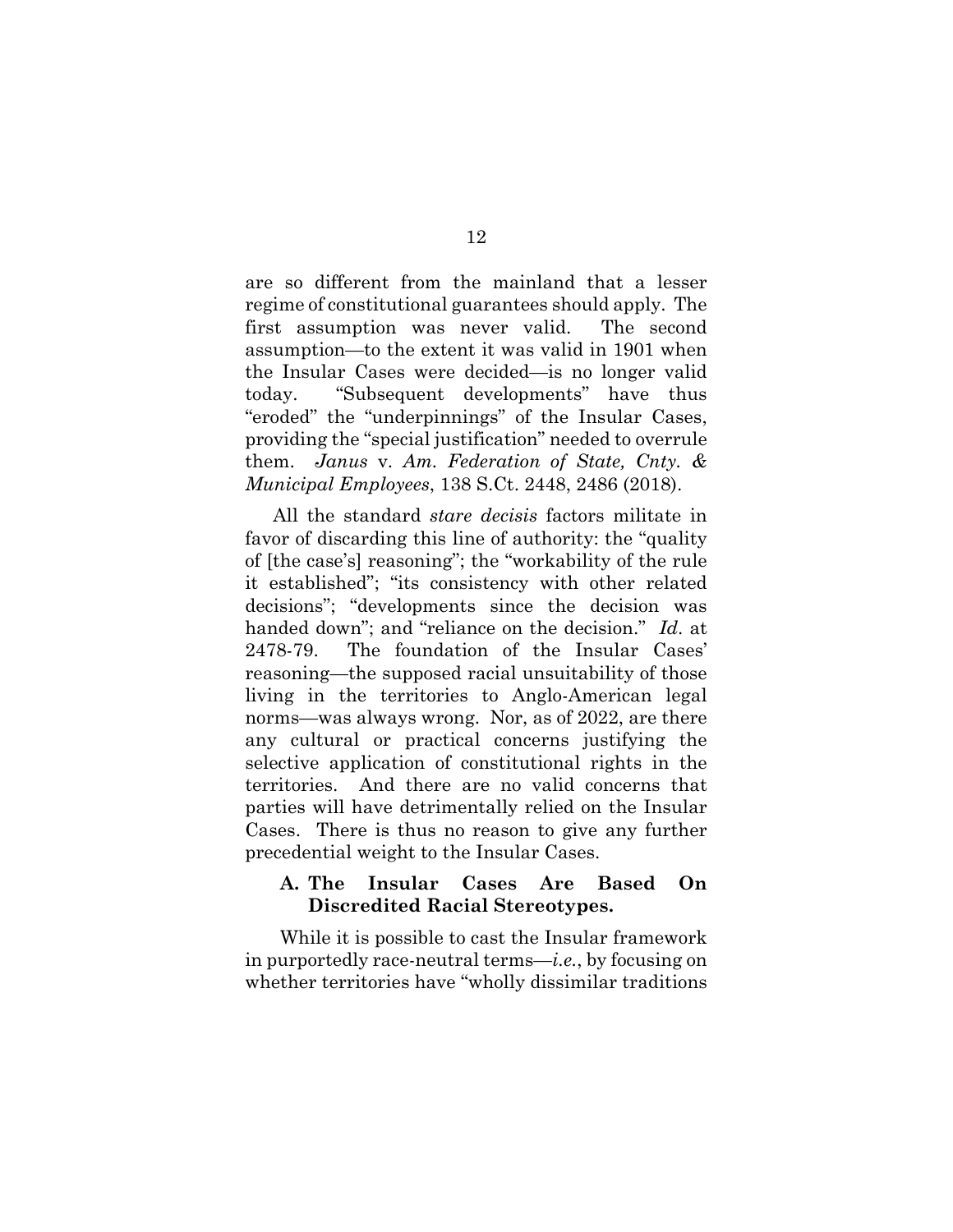are so different from the mainland that a lesser regime of constitutional guarantees should apply. The first assumption was never valid. The second assumption—to the extent it was valid in 1901 when the Insular Cases were decided—is no longer valid today. "Subsequent developments" have thus "eroded" the "underpinnings" of the Insular Cases, providing the "special justification" needed to overrule them. *Janus* v. *Am. Federation of State, Cnty. & Municipal Employees*, 138 S.Ct. 2448, 2486 (2018).

All the standard *stare decisis* factors militate in favor of discarding this line of authority: the "quality of [the case's] reasoning"; the "workability of the rule it established"; "its consistency with other related decisions"; "developments since the decision was handed down"; and "reliance on the decision." *Id*. at 2478-79. The foundation of the Insular Cases' reasoning—the supposed racial unsuitability of those living in the territories to Anglo-American legal norms—was always wrong. Nor, as of 2022, are there any cultural or practical concerns justifying the selective application of constitutional rights in the territories. And there are no valid concerns that parties will have detrimentally relied on the Insular Cases. There is thus no reason to give any further precedential weight to the Insular Cases.

### A. The Insular Cases Are Based On Discredited Racial Stereotypes.

While it is possible to cast the Insular framework in purportedly race-neutral terms—*i.e.*, by focusing on whether territories have "wholly dissimilar traditions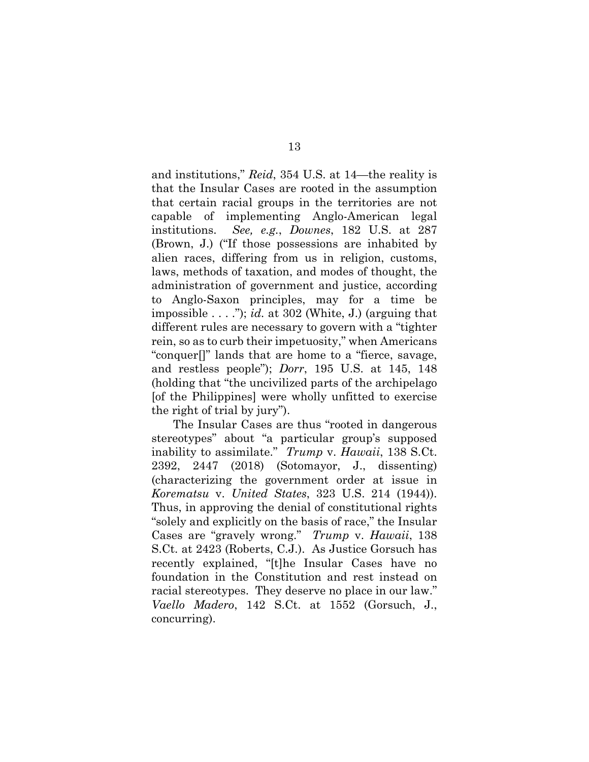and institutions," *Reid*, 354 U.S. at 14—the reality is that the Insular Cases are rooted in the assumption that certain racial groups in the territories are not capable of implementing Anglo-American legal institutions. *See, e.g.*, *Downes*, 182 U.S. at 287 (Brown, J.) ("If those possessions are inhabited by alien races, differing from us in religion, customs, laws, methods of taxation, and modes of thought, the administration of government and justice, according to Anglo-Saxon principles, may for a time be impossible . . . ."); *id.* at 302 (White, J.) (arguing that different rules are necessary to govern with a "tighter rein, so as to curb their impetuosity," when Americans "conquer[]" lands that are home to a "fierce, savage, and restless people"); *Dorr*, 195 U.S. at 145, 148 (holding that "the uncivilized parts of the archipelago [of the Philippines] were wholly unfitted to exercise the right of trial by jury").

The Insular Cases are thus "rooted in dangerous stereotypes" about "a particular group's supposed inability to assimilate." *Trump* v. *Hawaii*, 138 S.Ct. 2392, 2447 (2018) (Sotomayor, J., dissenting) (characterizing the government order at issue in *Korematsu* v. *United States*, 323 U.S. 214 (1944)). Thus, in approving the denial of constitutional rights "solely and explicitly on the basis of race," the Insular Cases are "gravely wrong." *Trump* v. *Hawaii*, 138 S.Ct. at 2423 (Roberts, C.J.). As Justice Gorsuch has recently explained, "[t]he Insular Cases have no foundation in the Constitution and rest instead on racial stereotypes. They deserve no place in our law." *Vaello Madero*, 142 S.Ct. at 1552 (Gorsuch, J., concurring).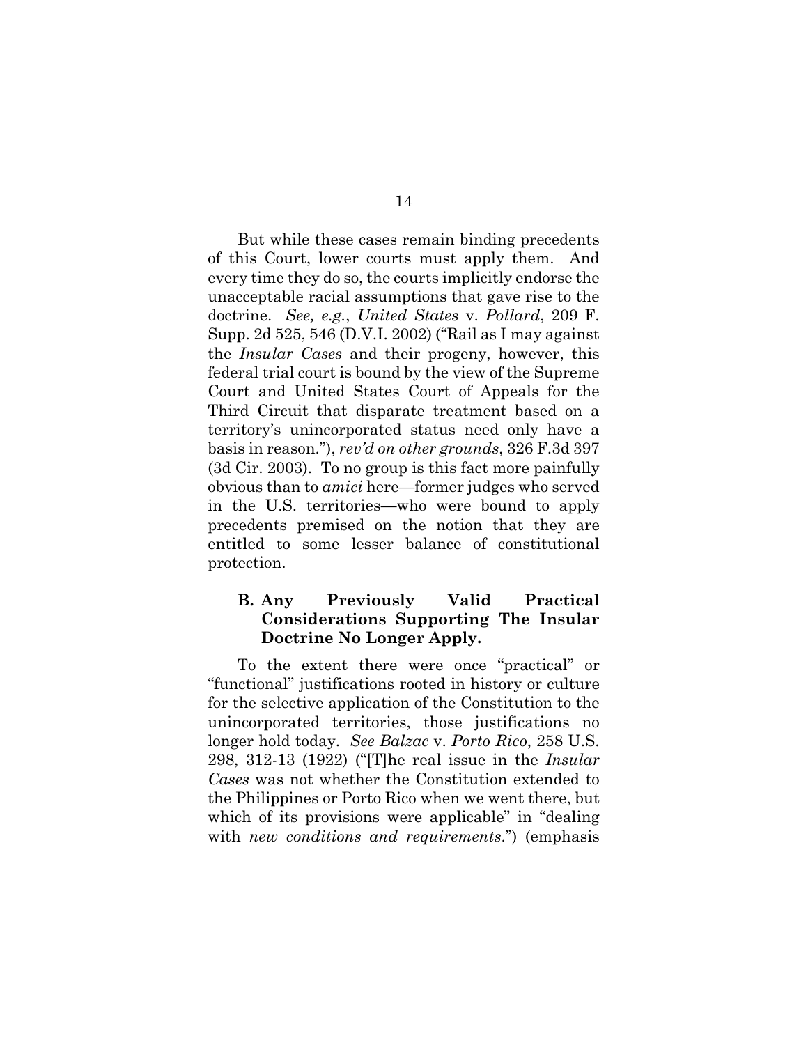But while these cases remain binding precedents of this Court, lower courts must apply them. And every time they do so, the courts implicitly endorse the unacceptable racial assumptions that gave rise to the doctrine. *See, e.g.*, *United States* v. *Pollard*, 209 F. Supp. 2d 525, 546 (D.V.I. 2002) ("Rail as I may against the *Insular Cases* and their progeny, however, this federal trial court is bound by the view of the Supreme Court and United States Court of Appeals for the Third Circuit that disparate treatment based on a territory's unincorporated status need only have a basis in reason."), *rev'd on other grounds*, 326 F.3d 397 (3d Cir. 2003). To no group is this fact more painfully obvious than to *amici* here—former judges who served in the U.S. territories—who were bound to apply precedents premised on the notion that they are entitled to some lesser balance of constitutional protection.

### B. Any Previously Valid Practical Considerations Supporting The Insular Doctrine No Longer Apply.

To the extent there were once "practical" or "functional" justifications rooted in history or culture for the selective application of the Constitution to the unincorporated territories, those justifications no longer hold today. *See Balzac* v. *Porto Rico*, 258 U.S. 298, 312-13 (1922) ("[T]he real issue in the *Insular Cases* was not whether the Constitution extended to the Philippines or Porto Rico when we went there, but which of its provisions were applicable" in "dealing with *new conditions and requirements*.") (emphasis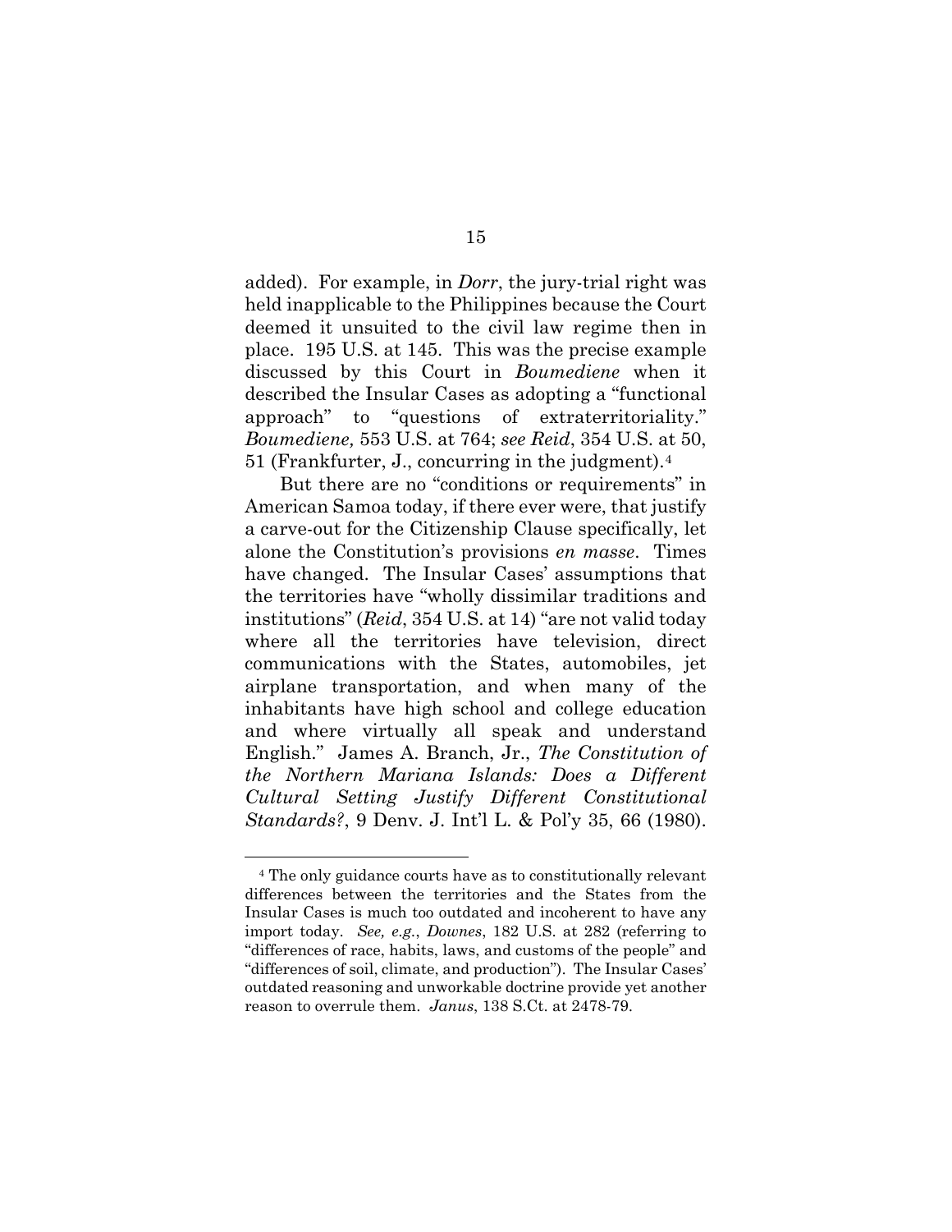added). For example, in *Dorr*, the jury-trial right was held inapplicable to the Philippines because the Court deemed it unsuited to the civil law regime then in place. 195 U.S. at 145. This was the precise example discussed by this Court in *Boumediene* when it described the Insular Cases as adopting a "functional approach" to "questions of extraterritoriality." *Boumediene,* 553 U.S. at 764; *see Reid*, 354 U.S. at 50, 51 (Frankfurter, J., concurring in the judgment).[4]

But there are no "conditions or requirements" in American Samoa today, if there ever were, that justify a carve-out for the Citizenship Clause specifically, let alone the Constitution's provisions *en masse*. Times have changed. The Insular Cases' assumptions that the territories have "wholly dissimilar traditions and institutions" (*Reid*, 354 U.S. at 14) "are not valid today where all the territories have television, direct communications with the States, automobiles, jet airplane transportation, and when many of the inhabitants have high school and college education and where virtually all speak and understand English." James A. Branch, Jr., *The Constitution of the Northern Mariana Islands: Does a Different Cultural Setting Justify Different Constitutional Standards?*, 9 Denv. J. Int'l L. & Pol'y 35, 66 (1980).

[4] The only guidance courts have as to constitutionally relevant differences between the territories and the States from the Insular Cases is much too outdated and incoherent to have any import today. *See, e.g.*, *Downes*, 182 U.S. at 282 (referring to "differences of race, habits, laws, and customs of the people" and "differences of soil, climate, and production"). The Insular Cases' outdated reasoning and unworkable doctrine provide yet another reason to overrule them. *Janus*, 138 S.Ct. at 2478-79.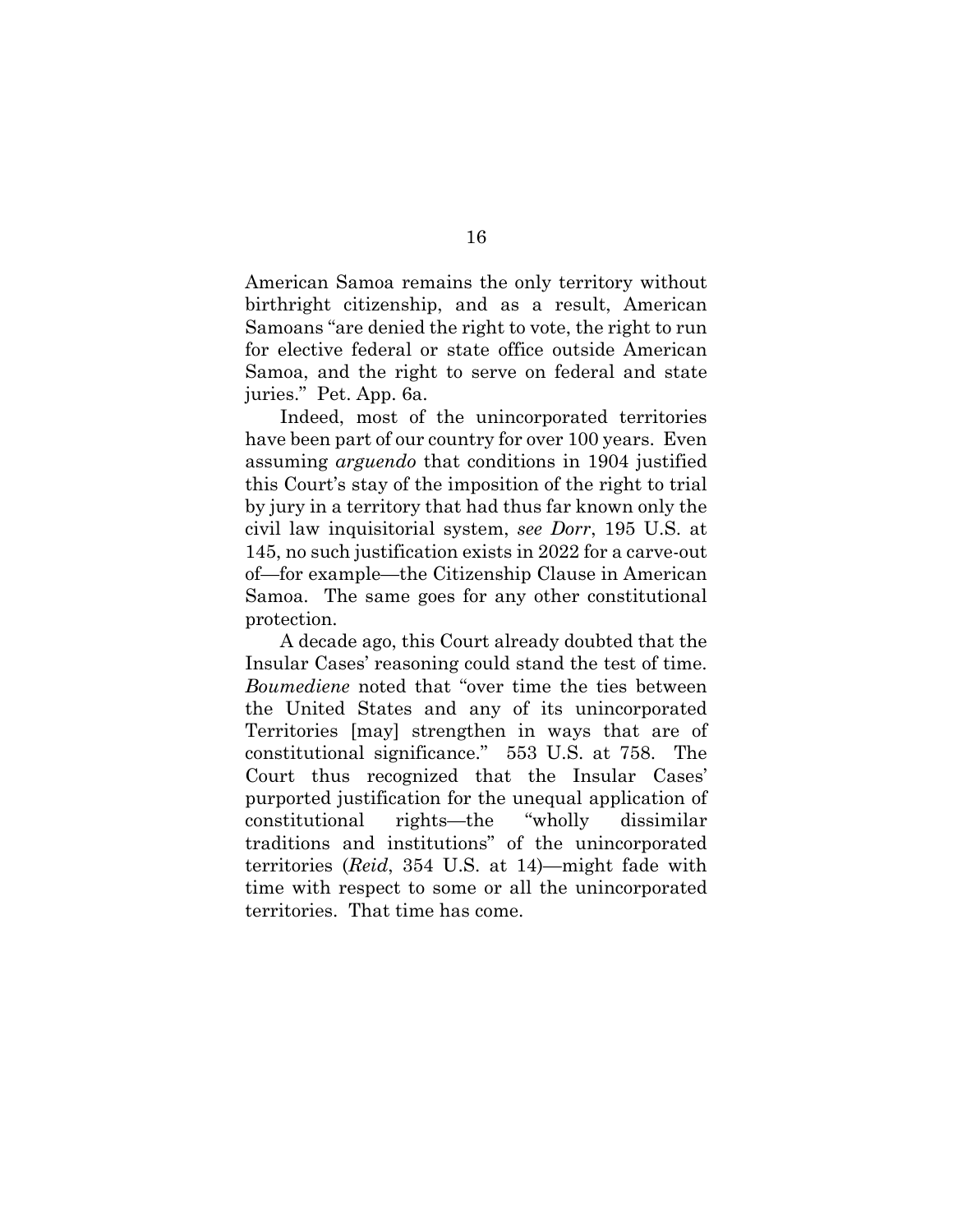American Samoa remains the only territory without birthright citizenship, and as a result, American Samoans "are denied the right to vote, the right to run for elective federal or state office outside American Samoa, and the right to serve on federal and state juries." Pet. App. 6a.

Indeed, most of the unincorporated territories have been part of our country for over 100 years. Even assuming *arguendo* that conditions in 1904 justified this Court's stay of the imposition of the right to trial by jury in a territory that had thus far known only the civil law inquisitorial system, *see Dorr*, 195 U.S. at 145, no such justification exists in 2022 for a carve-out of—for example—the Citizenship Clause in American Samoa. The same goes for any other constitutional protection.

A decade ago, this Court already doubted that the Insular Cases' reasoning could stand the test of time. *Boumediene* noted that "over time the ties between the United States and any of its unincorporated Territories [may] strengthen in ways that are of constitutional significance." 553 U.S. at 758. The Court thus recognized that the Insular Cases' purported justification for the unequal application of constitutional rights—the "wholly dissimilar traditions and institutions" of the unincorporated territories (*Reid*, 354 U.S. at 14)—might fade with time with respect to some or all the unincorporated territories. That time has come.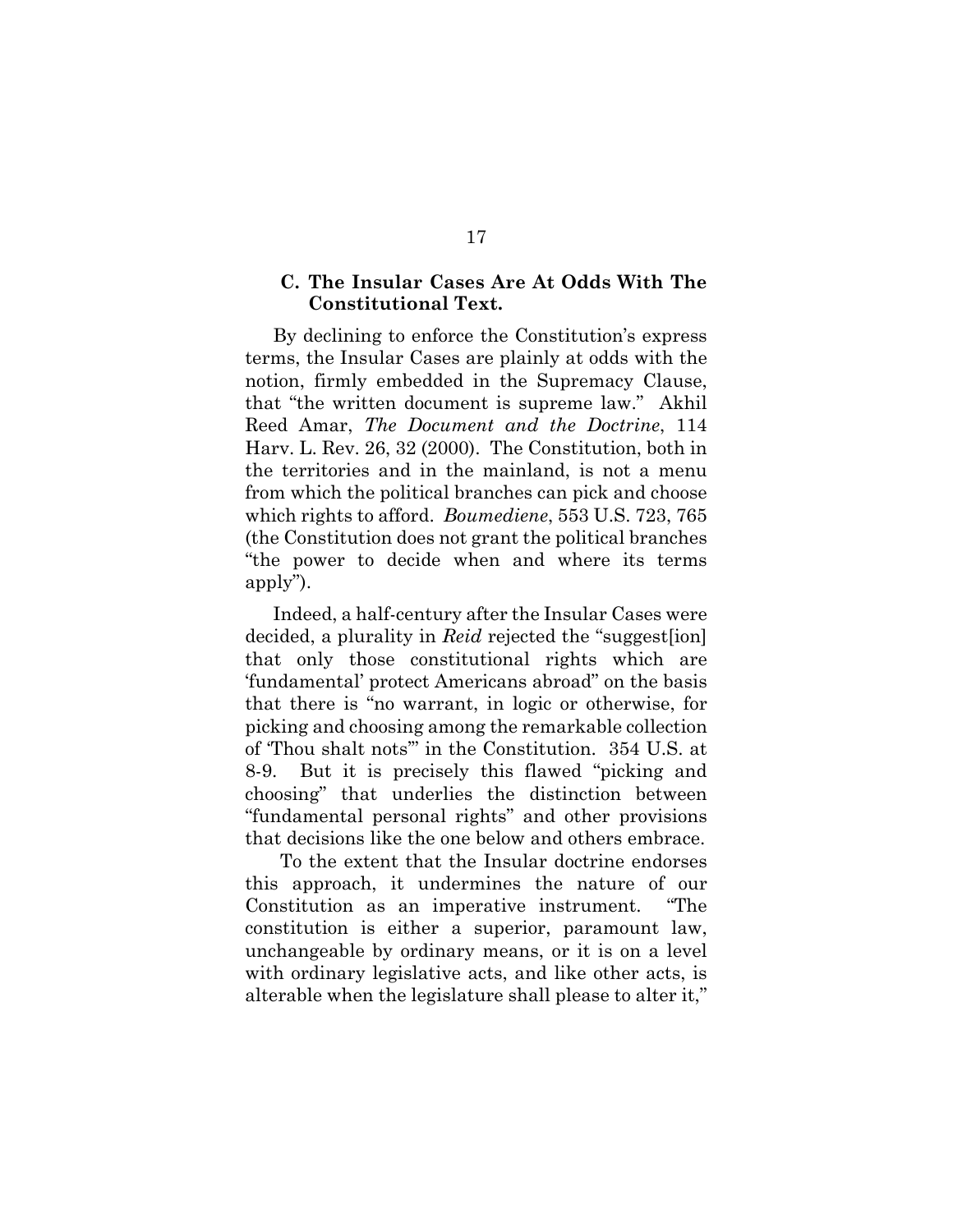### C. The Insular Cases Are At Odds With The Constitutional Text.

By declining to enforce the Constitution's express terms, the Insular Cases are plainly at odds with the notion, firmly embedded in the Supremacy Clause, that "the written document is supreme law." Akhil Reed Amar, *The Document and the Doctrine*, 114 Harv. L. Rev. 26, 32 (2000). The Constitution, both in the territories and in the mainland, is not a menu from which the political branches can pick and choose which rights to afford. *Boumediene*, 553 U.S. 723, 765 (the Constitution does not grant the political branches "the power to decide when and where its terms apply").

Indeed, a half-century after the Insular Cases were decided, a plurality in *Reid* rejected the "suggest[ion] that only those constitutional rights which are 'fundamental' protect Americans abroad" on the basis that there is "no warrant, in logic or otherwise, for picking and choosing among the remarkable collection of 'Thou shalt nots'" in the Constitution. 354 U.S. at 8-9. But it is precisely this flawed "picking and choosing" that underlies the distinction between "fundamental personal rights" and other provisions that decisions like the one below and others embrace.

To the extent that the Insular doctrine endorses this approach, it undermines the nature of our Constitution as an imperative instrument. "The constitution is either a superior, paramount law, unchangeable by ordinary means, or it is on a level with ordinary legislative acts, and like other acts, is alterable when the legislature shall please to alter it,"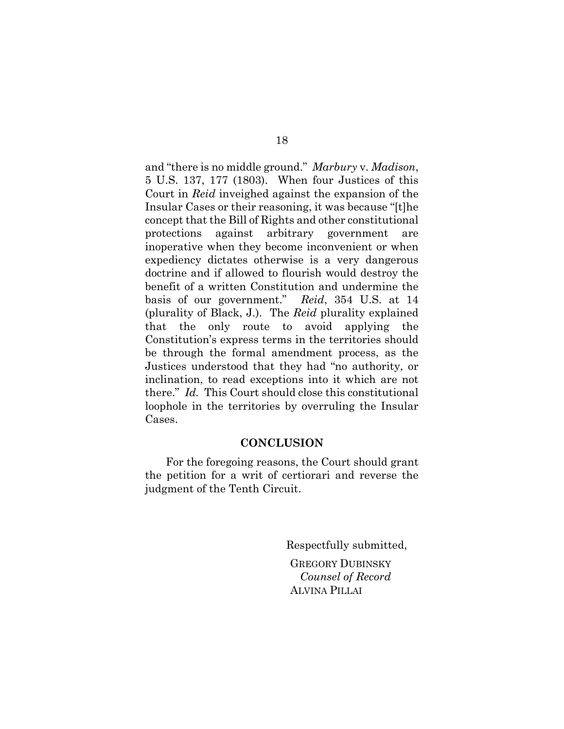and "there is no middle ground." *Marbury* v. *Madison*, 5 U.S. 137, 177 (1803). When four Justices of this Court in *Reid* inveighed against the expansion of the Insular Cases or their reasoning, it was because "[t]he concept that the Bill of Rights and other constitutional protections against arbitrary government are inoperative when they become inconvenient or when expediency dictates otherwise is a very dangerous doctrine and if allowed to flourish would destroy the benefit of a written Constitution and undermine the basis of our government." *Reid*, 354 U.S. at 14 (plurality of Black, J.). The *Reid* plurality explained that the only route to avoid applying the Constitution's express terms in the territories should be through the formal amendment process, as the Justices understood that they had "no authority, or inclination, to read exceptions into it which are not there." *Id.* This Court should close this constitutional loophole in the territories by overruling the Insular Cases.

## CONCLUSION

For the foregoing reasons, the Court should grant the petition for a writ of certiorari and reverse the judgment of the Tenth Circuit.

Respectfully submitted,

GREGORY DUBINSKY
*Counsel of Record*
ALVINA PILLAI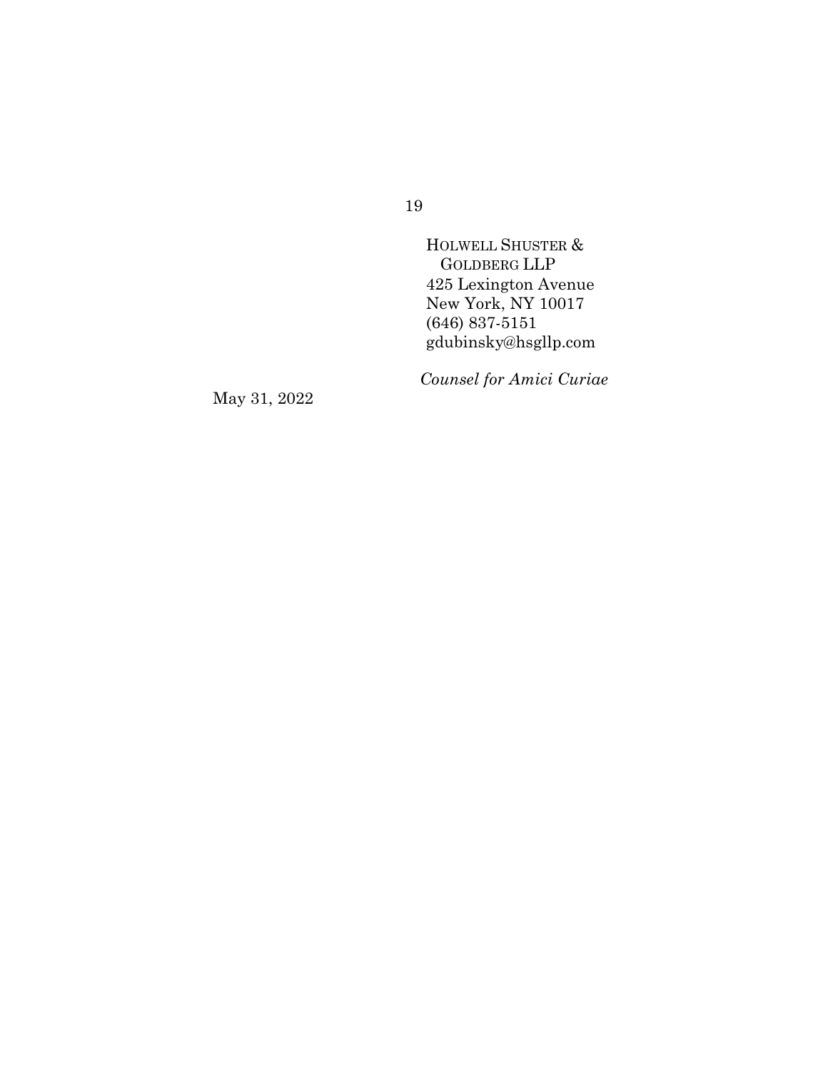HOLWELL SHUSTER &
GOLDBERG LLP
425 Lexington Avenue
New York, NY 10017
(646) 837-5151
gdubinsky@hsgllp.com

*Counsel for Amici Curiae*

May 31, 2022